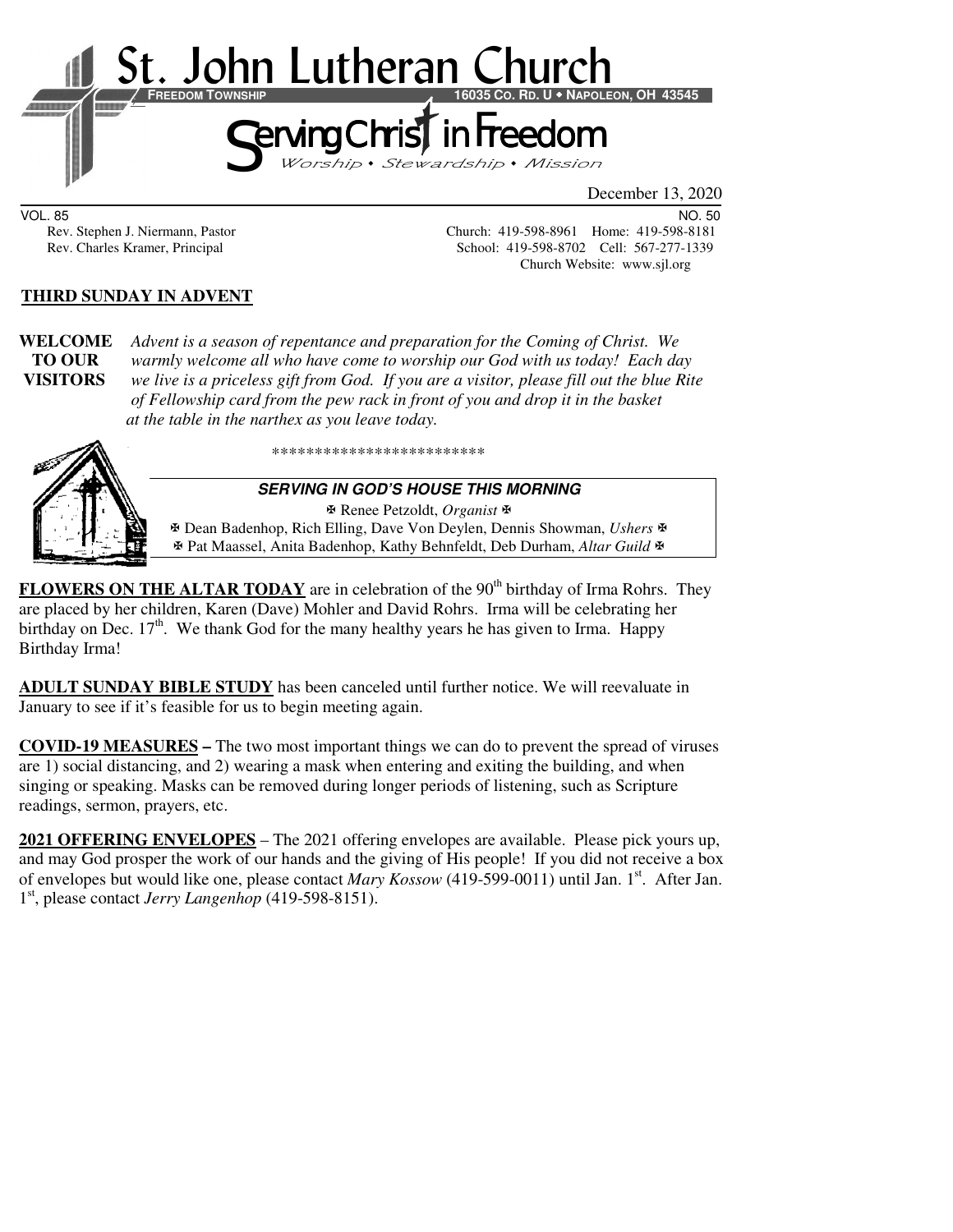# St. John Lutheran Church

**FREEDOM TOWNSHIP** **16035 CO. RD. U • NAPOLEON, OH 43545**

## Serving Christ in Freedom

*Worship • Stewardship • Mission*

December 13, 2020

VOL. 85 NO. 50

Rev. Stephen J. Niermann, Pastor
Rev. Charles Kramer, Principal

Church: 419-598-8961 Home: 419-598-8181
School: 419-598-8702 Cell: 567-277-1339
Church Website: www.sjl.org

**THIRD SUNDAY IN ADVENT**

**WELCOME TO OUR VISITORS** *Advent is a season of repentance and preparation for the Coming of Christ. We warmly welcome all who have come to worship our God with us today! Each day we live is a priceless gift from God. If you are a visitor, please fill out the blue Rite of Fellowship card from the pew rack in front of you and drop it in the basket at the table in the narthex as you leave today.*

*************************

***SERVING IN GOD'S HOUSE THIS MORNING***

✠ Renee Petzoldt, *Organist* ✠
✠ Dean Badenhop, Rich Elling, Dave Von Deylen, Dennis Showman, *Ushers* ✠
✠ Pat Maassel, Anita Badenhop, Kathy Behnfeldt, Deb Durham, *Altar Guild* ✠

**FLOWERS ON THE ALTAR TODAY** are in celebration of the 90th birthday of Irma Rohrs. They are placed by her children, Karen (Dave) Mohler and David Rohrs. Irma will be celebrating her birthday on Dec. 17th. We thank God for the many healthy years he has given to Irma. Happy Birthday Irma!

**ADULT SUNDAY BIBLE STUDY** has been canceled until further notice. We will reevaluate in January to see if it's feasible for us to begin meeting again.

**COVID-19 MEASURES –** The two most important things we can do to prevent the spread of viruses are 1) social distancing, and 2) wearing a mask when entering and exiting the building, and when singing or speaking. Masks can be removed during longer periods of listening, such as Scripture readings, sermon, prayers, etc.

**2021 OFFERING ENVELOPES** – The 2021 offering envelopes are available. Please pick yours up, and may God prosper the work of our hands and the giving of His people! If you did not receive a box of envelopes but would like one, please contact *Mary Kossow* (419-599-0011) until Jan. 1st. After Jan. 1st, please contact *Jerry Langenhop* (419-598-8151).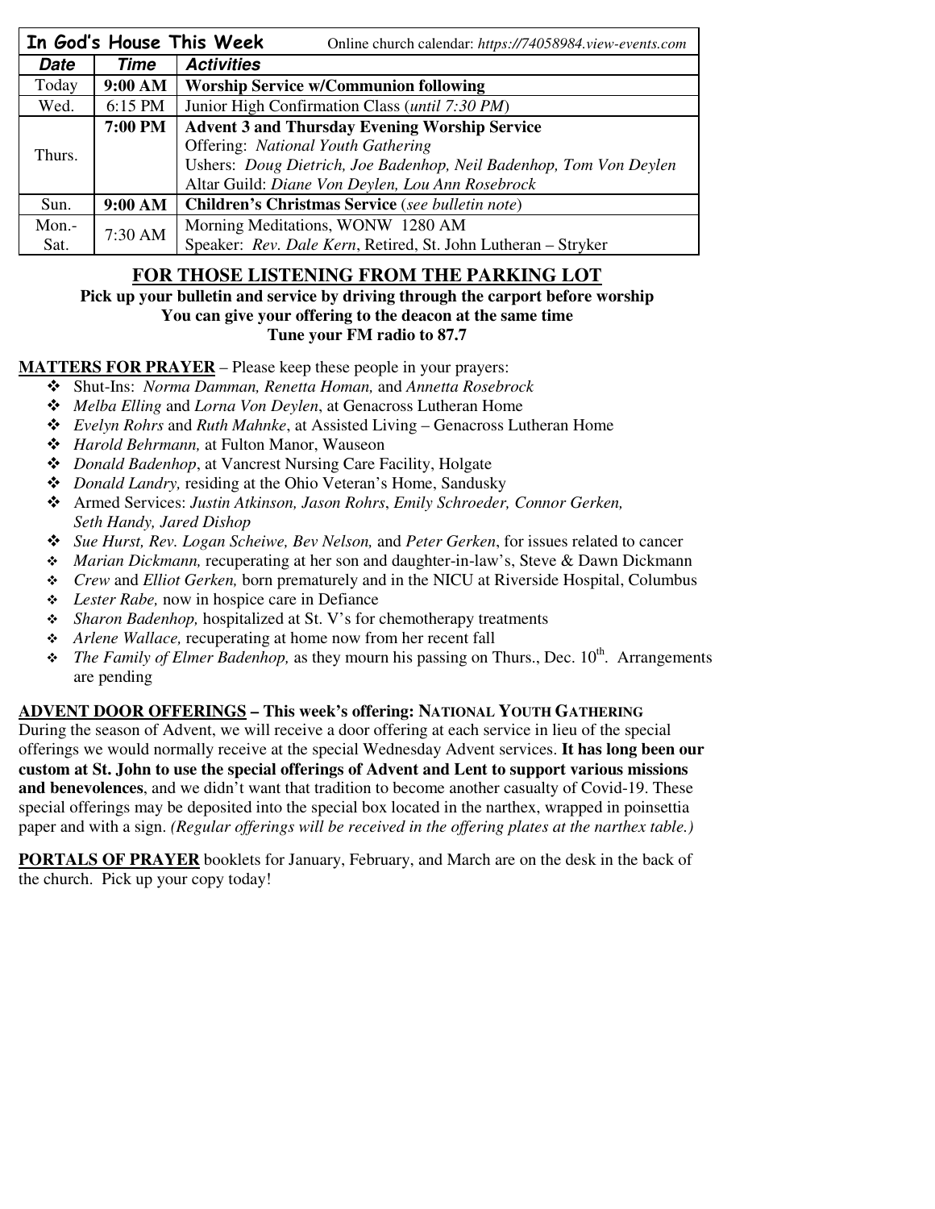| **In God's House This Week** | | Online church calendar: *https://74058984.view-events.com* |
|---|---|---|
| ***Date*** | ***Time*** | ***Activities*** |
| Today | **9:00 AM** | **Worship Service w/Communion following** |
| Wed. | 6:15 PM | Junior High Confirmation Class (*until 7:30 PM*) |
| Thurs. | **7:00 PM** | **Advent 3 and Thursday Evening Worship Service**<br>Offering: *National Youth Gathering*<br>Ushers: *Doug Dietrich, Joe Badenhop, Neil Badenhop, Tom Von Deylen*<br>Altar Guild: *Diane Von Deylen, Lou Ann Rosebrock* |
| Sun. | **9:00 AM** | **Children's Christmas Service** (*see bulletin note*) |
| Mon.-Sat. | 7:30 AM | Morning Meditations, WONW 1280 AM<br>Speaker: *Rev. Dale Kern*, Retired, St. John Lutheran – Stryker |

## FOR THOSE LISTENING FROM THE PARKING LOT

**Pick up your bulletin and service by driving through the carport before worship**
**You can give your offering to the deacon at the same time**
**Tune your FM radio to 87.7**

**MATTERS FOR PRAYER** – Please keep these people in your prayers:

- Shut-Ins: *Norma Damman, Renetta Homan,* and *Annetta Rosebrock*
- *Melba Elling* and *Lorna Von Deylen*, at Genacross Lutheran Home
- *Evelyn Rohrs* and *Ruth Mahnke*, at Assisted Living – Genacross Lutheran Home
- *Harold Behrmann,* at Fulton Manor, Wauseon
- *Donald Badenhop*, at Vancrest Nursing Care Facility, Holgate
- *Donald Landry,* residing at the Ohio Veteran's Home, Sandusky
- Armed Services: *Justin Atkinson, Jason Rohrs*, *Emily Schroeder, Connor Gerken, Seth Handy, Jared Dishop*
- *Sue Hurst, Rev. Logan Scheiwe, Bev Nelson,* and *Peter Gerken*, for issues related to cancer
- *Marian Dickmann,* recuperating at her son and daughter-in-law's, Steve & Dawn Dickmann
- *Crew* and *Elliot Gerken,* born prematurely and in the NICU at Riverside Hospital, Columbus
- *Lester Rabe,* now in hospice care in Defiance
- *Sharon Badenhop,* hospitalized at St. V's for chemotherapy treatments
- *Arlene Wallace,* recuperating at home now from her recent fall
- *The Family of Elmer Badenhop,* as they mourn his passing on Thurs., Dec. 10th. Arrangements are pending

**ADVENT DOOR OFFERINGS – This week's offering: NATIONAL YOUTH GATHERING**
During the season of Advent, we will receive a door offering at each service in lieu of the special offerings we would normally receive at the special Wednesday Advent services. **It has long been our custom at St. John to use the special offerings of Advent and Lent to support various missions and benevolences**, and we didn't want that tradition to become another casualty of Covid-19. These special offerings may be deposited into the special box located in the narthex, wrapped in poinsettia paper and with a sign. *(Regular offerings will be received in the offering plates at the narthex table.)*

**PORTALS OF PRAYER** booklets for January, February, and March are on the desk in the back of the church. Pick up your copy today!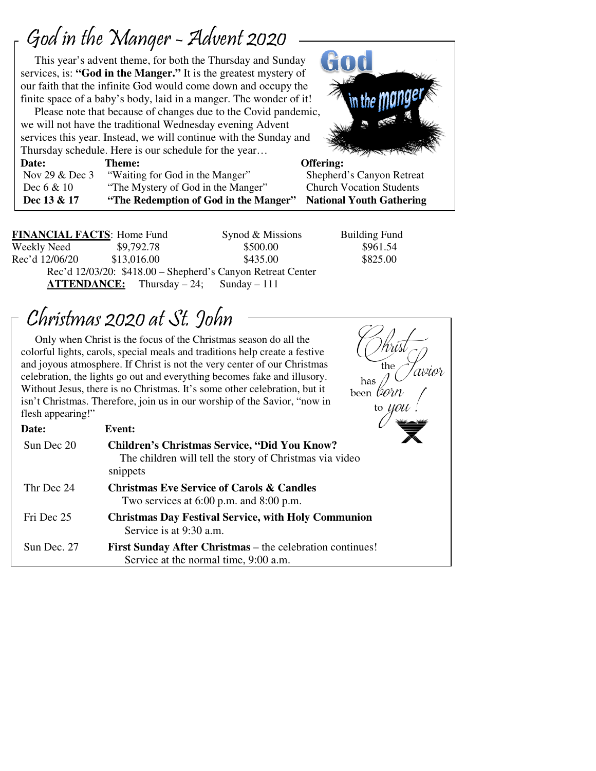## God in the Manger - Advent 2020

This year's advent theme, for both the Thursday and Sunday services, is: **"God in the Manger."** It is the greatest mystery of our faith that the infinite God would come down and occupy the finite space of a baby's body, laid in a manger. The wonder of it!

Please note that because of changes due to the Covid pandemic, we will not have the traditional Wednesday evening Advent services this year. Instead, we will continue with the Sunday and Thursday schedule. Here is our schedule for the year…

| Date: | Theme: | Offering: |
|---|---|---|
| Nov 29 & Dec 3 | "Waiting for God in the Manger" | Shepherd's Canyon Retreat |
| Dec 6 & 10 | "The Mystery of God in the Manger" | Church Vocation Students |
| **Dec 13 & 17** | **"The Redemption of God in the Manger"** | **National Youth Gathering** |

| **FINANCIAL FACTS**: | Home Fund | Synod & Missions | Building Fund |
|---|---|---|---|
| Weekly Need | $9,792.78 | $500.00 | $961.54 |
| Rec'd 12/06/20 | $13,016.00 | $435.00 | $825.00 |

Rec'd 12/03/20: $418.00 – Shepherd's Canyon Retreat Center

**ATTENDANCE:** Thursday – 24; Sunday – 111

## Christmas 2020 at St. John

Only when Christ is the focus of the Christmas season do all the colorful lights, carols, special meals and traditions help create a festive and joyous atmosphere. If Christ is not the very center of our Christmas celebration, the lights go out and everything becomes fake and illusory. Without Jesus, there is no Christmas. It's some other celebration, but it isn't Christmas. Therefore, join us in our worship of the Savior, "now in flesh appearing!"

Christ the Savior has been born to you!

| Date: | Event: |
|---|---|
| Sun Dec 20 | **Children's Christmas Service, "Did You Know?** The children will tell the story of Christmas via video snippets |
| Thr Dec 24 | **Christmas Eve Service of Carols & Candles** Two services at 6:00 p.m. and 8:00 p.m. |
| Fri Dec 25 | **Christmas Day Festival Service, with Holy Communion** Service is at 9:30 a.m. |
| Sun Dec. 27 | **First Sunday After Christmas** – the celebration continues! Service at the normal time, 9:00 a.m. |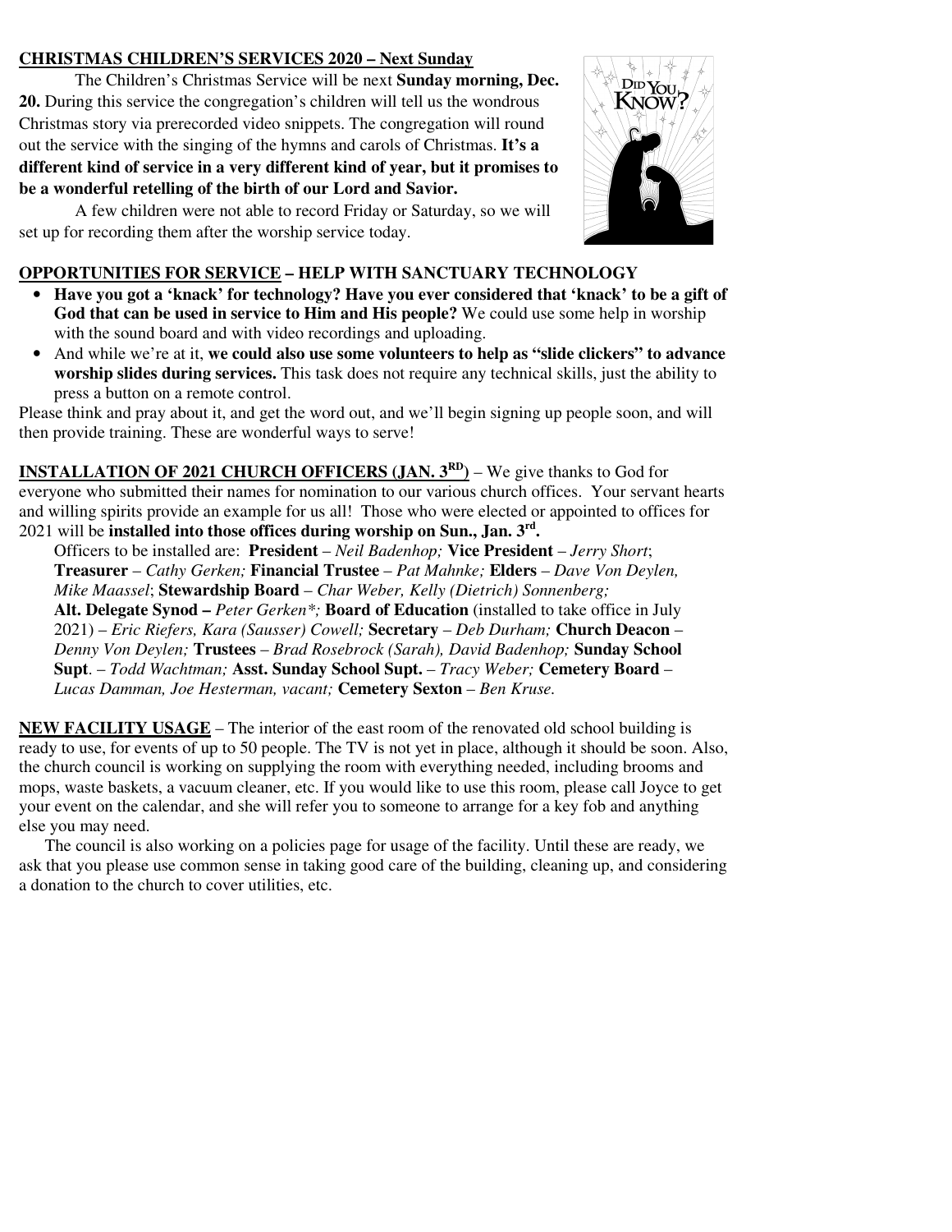**CHRISTMAS CHILDREN'S SERVICES 2020 – Next Sunday**

The Children's Christmas Service will be next **Sunday morning, Dec. 20.** During this service the congregation's children will tell us the wondrous Christmas story via prerecorded video snippets. The congregation will round out the service with the singing of the hymns and carols of Christmas. **It's a different kind of service in a very different kind of year, but it promises to be a wonderful retelling of the birth of our Lord and Savior.**

A few children were not able to record Friday or Saturday, so we will set up for recording them after the worship service today.

**OPPORTUNITIES FOR SERVICE – HELP WITH SANCTUARY TECHNOLOGY**

- **Have you got a 'knack' for technology? Have you ever considered that 'knack' to be a gift of God that can be used in service to Him and His people?** We could use some help in worship with the sound board and with video recordings and uploading.
- And while we're at it, **we could also use some volunteers to help as "slide clickers" to advance worship slides during services.** This task does not require any technical skills, just the ability to press a button on a remote control.

Please think and pray about it, and get the word out, and we'll begin signing up people soon, and will then provide training. These are wonderful ways to serve!

**INSTALLATION OF 2021 CHURCH OFFICERS (JAN. 3RD)** – We give thanks to God for everyone who submitted their names for nomination to our various church offices. Your servant hearts and willing spirits provide an example for us all! Those who were elected or appointed to offices for 2021 will be **installed into those offices during worship on Sun., Jan. 3rd.**

Officers to be installed are: **President** – *Neil Badenhop;* **Vice President** – *Jerry Short*; **Treasurer** – *Cathy Gerken;* **Financial Trustee** – *Pat Mahnke;* **Elders** – *Dave Von Deylen, Mike Maassel*; **Stewardship Board** – *Char Weber, Kelly (Dietrich) Sonnenberg;* **Alt. Delegate Synod –** *Peter Gerken*;* **Board of Education** (installed to take office in July 2021) – *Eric Riefers, Kara (Sausser) Cowell;* **Secretary** – *Deb Durham;* **Church Deacon** – *Denny Von Deylen;* **Trustees** – *Brad Rosebrock (Sarah), David Badenhop;* **Sunday School Supt**. – *Todd Wachtman;* **Asst. Sunday School Supt.** – *Tracy Weber;* **Cemetery Board** – *Lucas Damman, Joe Hesterman, vacant;* **Cemetery Sexton** – *Ben Kruse.*

**NEW FACILITY USAGE** – The interior of the east room of the renovated old school building is ready to use, for events of up to 50 people. The TV is not yet in place, although it should be soon. Also, the church council is working on supplying the room with everything needed, including brooms and mops, waste baskets, a vacuum cleaner, etc. If you would like to use this room, please call Joyce to get your event on the calendar, and she will refer you to someone to arrange for a key fob and anything else you may need.

The council is also working on a policies page for usage of the facility. Until these are ready, we ask that you please use common sense in taking good care of the building, cleaning up, and considering a donation to the church to cover utilities, etc.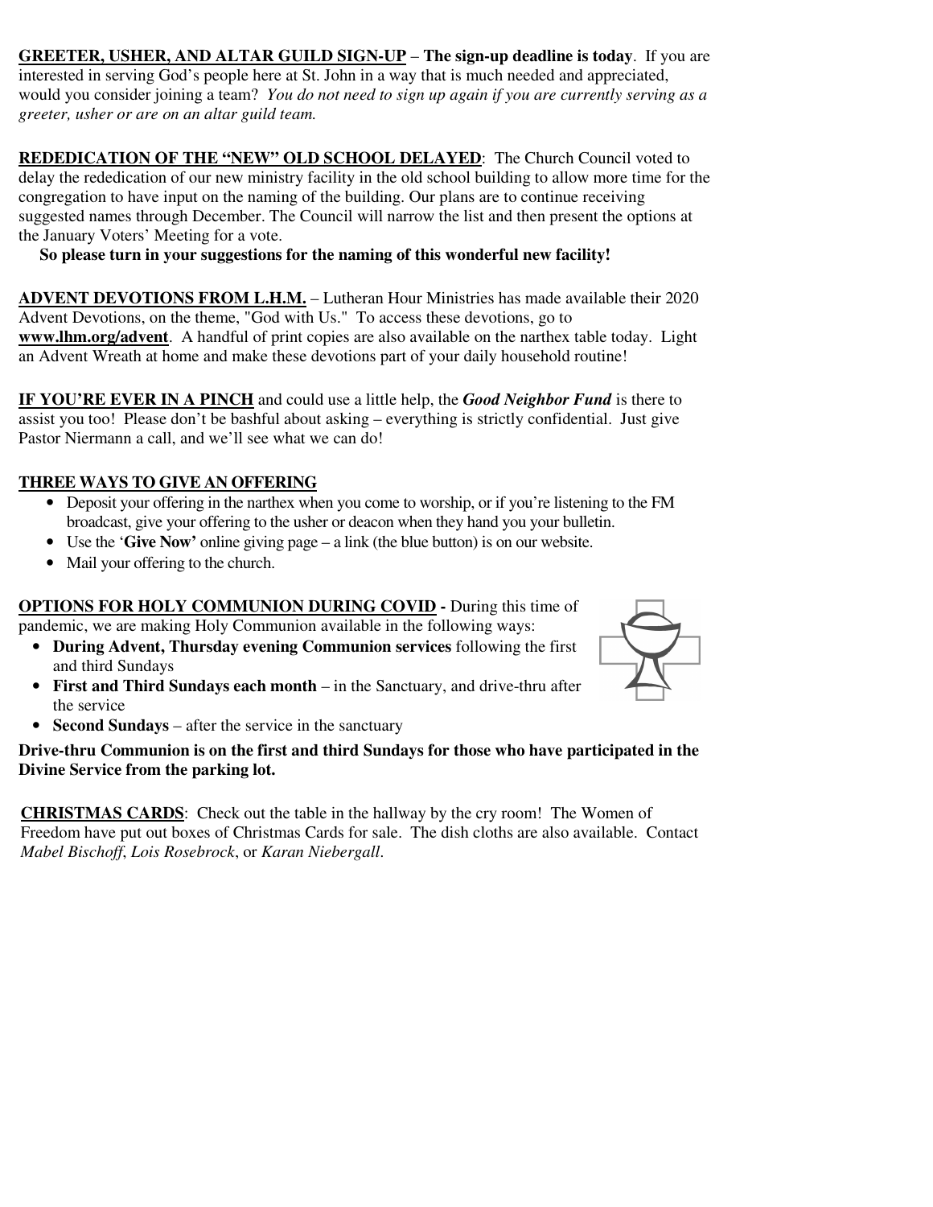**<u>GREETER, USHER, AND ALTAR GUILD SIGN-UP</u>** – **The sign-up deadline is today**. If you are interested in serving God's people here at St. John in a way that is much needed and appreciated, would you consider joining a team? *You do not need to sign up again if you are currently serving as a greeter, usher or are on an altar guild team.*

**<u>REDEDICATION OF THE "NEW" OLD SCHOOL DELAYED</u>**: The Church Council voted to delay the rededication of our new ministry facility in the old school building to allow more time for the congregation to have input on the naming of the building. Our plans are to continue receiving suggested names through December. The Council will narrow the list and then present the options at the January Voters' Meeting for a vote.

**So please turn in your suggestions for the naming of this wonderful new facility!**

**<u>ADVENT DEVOTIONS FROM L.H.M.</u>** – Lutheran Hour Ministries has made available their 2020 Advent Devotions, on the theme, "God with Us." To access these devotions, go to **<u>www.lhm.org/advent</u>**. A handful of print copies are also available on the narthex table today. Light an Advent Wreath at home and make these devotions part of your daily household routine!

**<u>IF YOU'RE EVER IN A PINCH</u>** and could use a little help, the ***Good Neighbor Fund*** is there to assist you too! Please don't be bashful about asking – everything is strictly confidential. Just give Pastor Niermann a call, and we'll see what we can do!

**<u>THREE WAYS TO GIVE AN OFFERING</u>**

- Deposit your offering in the narthex when you come to worship, or if you're listening to the FM broadcast, give your offering to the usher or deacon when they hand you your bulletin.
- Use the '**Give Now'** online giving page – a link (the blue button) is on our website.
- Mail your offering to the church.

**<u>OPTIONS FOR HOLY COMMUNION DURING COVID</u> -** During this time of pandemic, we are making Holy Communion available in the following ways:

- **During Advent, Thursday evening Communion services** following the first and third Sundays
- **First and Third Sundays each month** – in the Sanctuary, and drive-thru after the service
- **Second Sundays** – after the service in the sanctuary

**Drive-thru Communion is on the first and third Sundays for those who have participated in the Divine Service from the parking lot.**

**<u>CHRISTMAS CARDS</u>**: Check out the table in the hallway by the cry room! The Women of Freedom have put out boxes of Christmas Cards for sale. The dish cloths are also available. Contact *Mabel Bischoff*, *Lois Rosebrock*, or *Karan Niebergall*.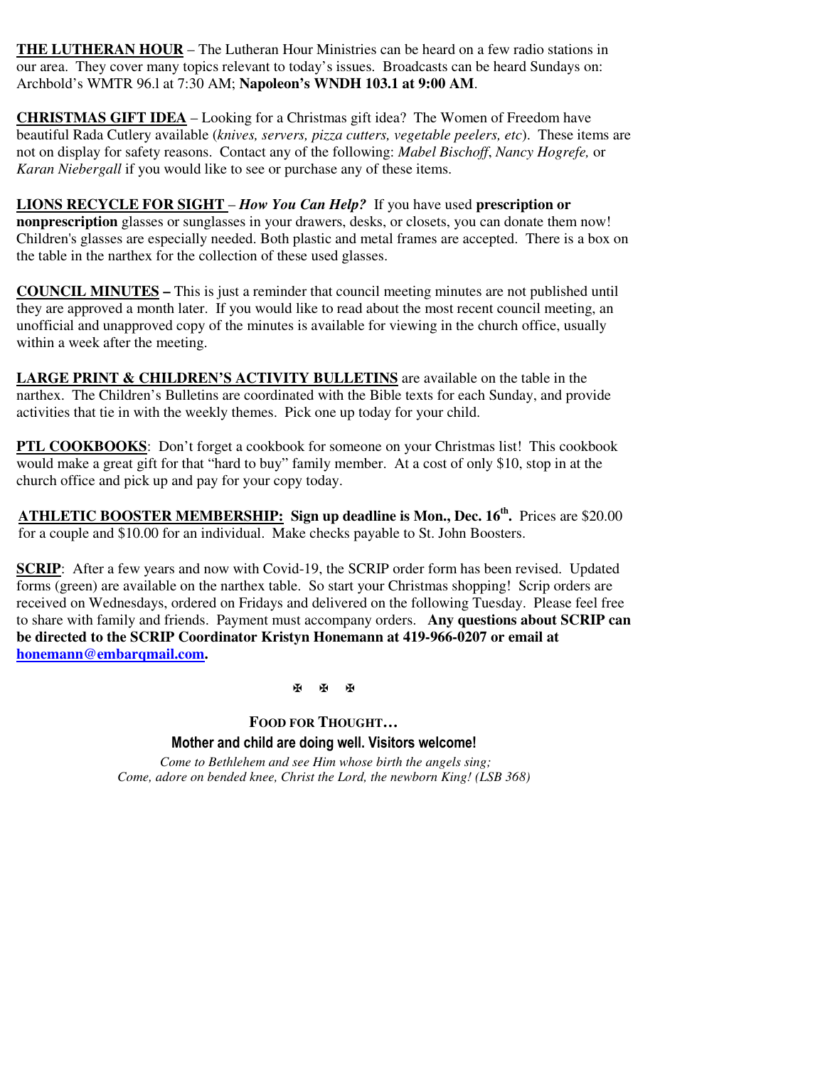**THE LUTHERAN HOUR** – The Lutheran Hour Ministries can be heard on a few radio stations in our area. They cover many topics relevant to today's issues. Broadcasts can be heard Sundays on: Archbold's WMTR 96.l at 7:30 AM; **Napoleon's WNDH 103.1 at 9:00 AM**.

**CHRISTMAS GIFT IDEA** – Looking for a Christmas gift idea? The Women of Freedom have beautiful Rada Cutlery available (*knives, servers, pizza cutters, vegetable peelers, etc*). These items are not on display for safety reasons. Contact any of the following: *Mabel Bischoff*, *Nancy Hogrefe,* or *Karan Niebergall* if you would like to see or purchase any of these items.

**LIONS RECYCLE FOR SIGHT** – ***How You Can Help?*** If you have used **prescription or nonprescription** glasses or sunglasses in your drawers, desks, or closets, you can donate them now! Children's glasses are especially needed. Both plastic and metal frames are accepted. There is a box on the table in the narthex for the collection of these used glasses.

**COUNCIL MINUTES –** This is just a reminder that council meeting minutes are not published until they are approved a month later. If you would like to read about the most recent council meeting, an unofficial and unapproved copy of the minutes is available for viewing in the church office, usually within a week after the meeting.

**LARGE PRINT & CHILDREN'S ACTIVITY BULLETINS** are available on the table in the narthex. The Children's Bulletins are coordinated with the Bible texts for each Sunday, and provide activities that tie in with the weekly themes. Pick one up today for your child.

**PTL COOKBOOKS**: Don't forget a cookbook for someone on your Christmas list! This cookbook would make a great gift for that "hard to buy" family member. At a cost of only $10, stop in at the church office and pick up and pay for your copy today.

**ATHLETIC BOOSTER MEMBERSHIP: Sign up deadline is Mon., Dec. 16th.** Prices are $20.00 for a couple and $10.00 for an individual. Make checks payable to St. John Boosters.

**SCRIP**: After a few years and now with Covid-19, the SCRIP order form has been revised. Updated forms (green) are available on the narthex table. So start your Christmas shopping! Scrip orders are received on Wednesdays, ordered on Fridays and delivered on the following Tuesday. Please feel free to share with family and friends. Payment must accompany orders. **Any questions about SCRIP can be directed to the SCRIP Coordinator Kristyn Honemann at 419-966-0207 or email at honemann@embarqmail.com.**

✠ ✠ ✠

**FOOD FOR THOUGHT…**

**Mother and child are doing well. Visitors welcome!**

*Come to Bethlehem and see Him whose birth the angels sing;*
*Come, adore on bended knee, Christ the Lord, the newborn King! (LSB 368)*